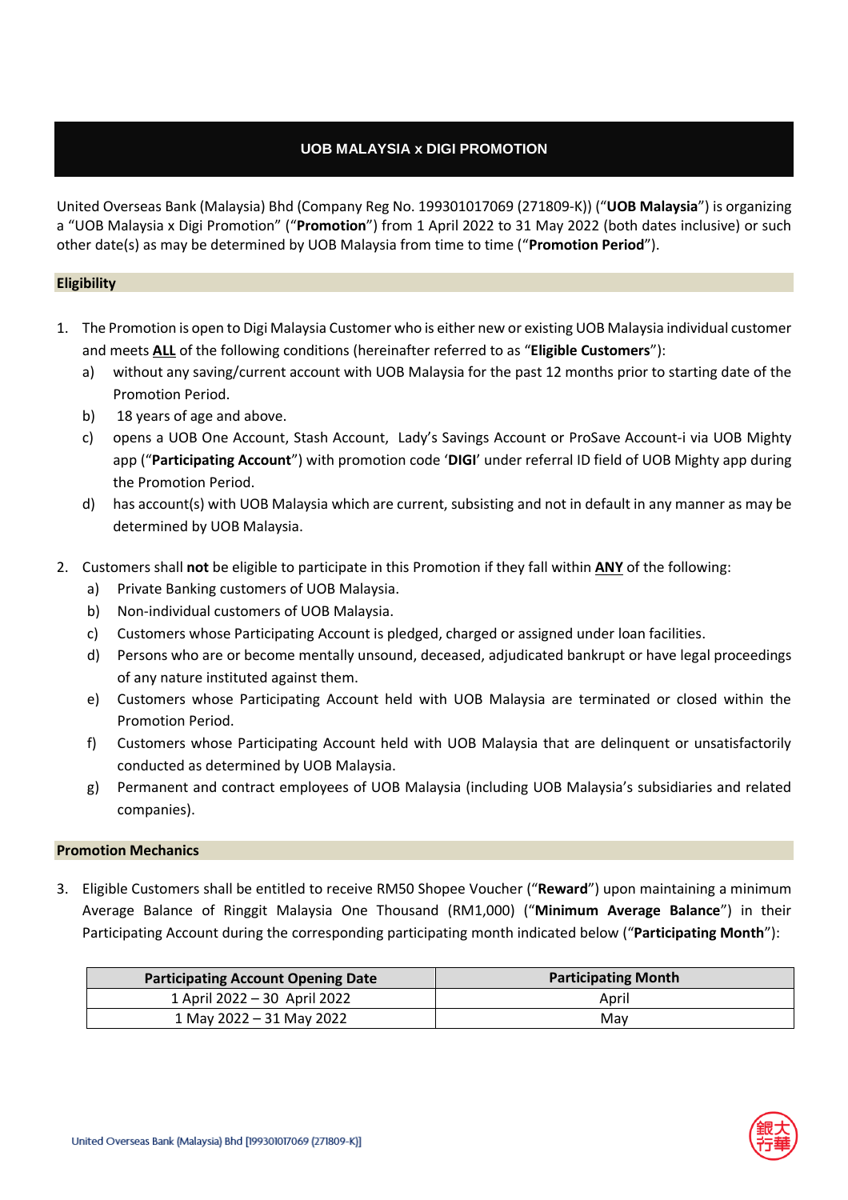# UOB MALAYSIA x DIGI PROMOTION

United Overseas Bank (Malaysia) Bhd (Company Reg No. 199301017069 (271809-K)) ("**UOB Malaysia**") is organizing a "UOB Malaysia x Digi Promotion" ("**Promotion**") from 1 April 2022 to 31 May 2022 (both dates inclusive) or such other date(s) as may be determined by UOB Malaysia from time to time ("**Promotion Period**").

## Eligibility

1. The Promotion is open to Digi Malaysia Customer who is either new or existing UOB Malaysia individual customer and meets **ALL** of the following conditions (hereinafter referred to as "**Eligible Customers**"):
   a) without any saving/current account with UOB Malaysia for the past 12 months prior to starting date of the Promotion Period.
   b) 18 years of age and above.
   c) opens a UOB One Account, Stash Account, Lady's Savings Account or ProSave Account-i via UOB Mighty app ("**Participating Account**") with promotion code '**DIGI**' under referral ID field of UOB Mighty app during the Promotion Period.
   d) has account(s) with UOB Malaysia which are current, subsisting and not in default in any manner as may be determined by UOB Malaysia.

2. Customers shall **not** be eligible to participate in this Promotion if they fall within **ANY** of the following:
   a) Private Banking customers of UOB Malaysia.
   b) Non-individual customers of UOB Malaysia.
   c) Customers whose Participating Account is pledged, charged or assigned under loan facilities.
   d) Persons who are or become mentally unsound, deceased, adjudicated bankrupt or have legal proceedings of any nature instituted against them.
   e) Customers whose Participating Account held with UOB Malaysia are terminated or closed within the Promotion Period.
   f) Customers whose Participating Account held with UOB Malaysia that are delinquent or unsatisfactorily conducted as determined by UOB Malaysia.
   g) Permanent and contract employees of UOB Malaysia (including UOB Malaysia's subsidiaries and related companies).

## Promotion Mechanics

3. Eligible Customers shall be entitled to receive RM50 Shopee Voucher ("**Reward**") upon maintaining a minimum Average Balance of Ringgit Malaysia One Thousand (RM1,000) ("**Minimum Average Balance**") in their Participating Account during the corresponding participating month indicated below ("**Participating Month**"):

| Participating Account Opening Date | Participating Month |
|---|---|
| 1 April 2022 – 30 April 2022 | April |
| 1 May 2022 – 31 May 2022 | May |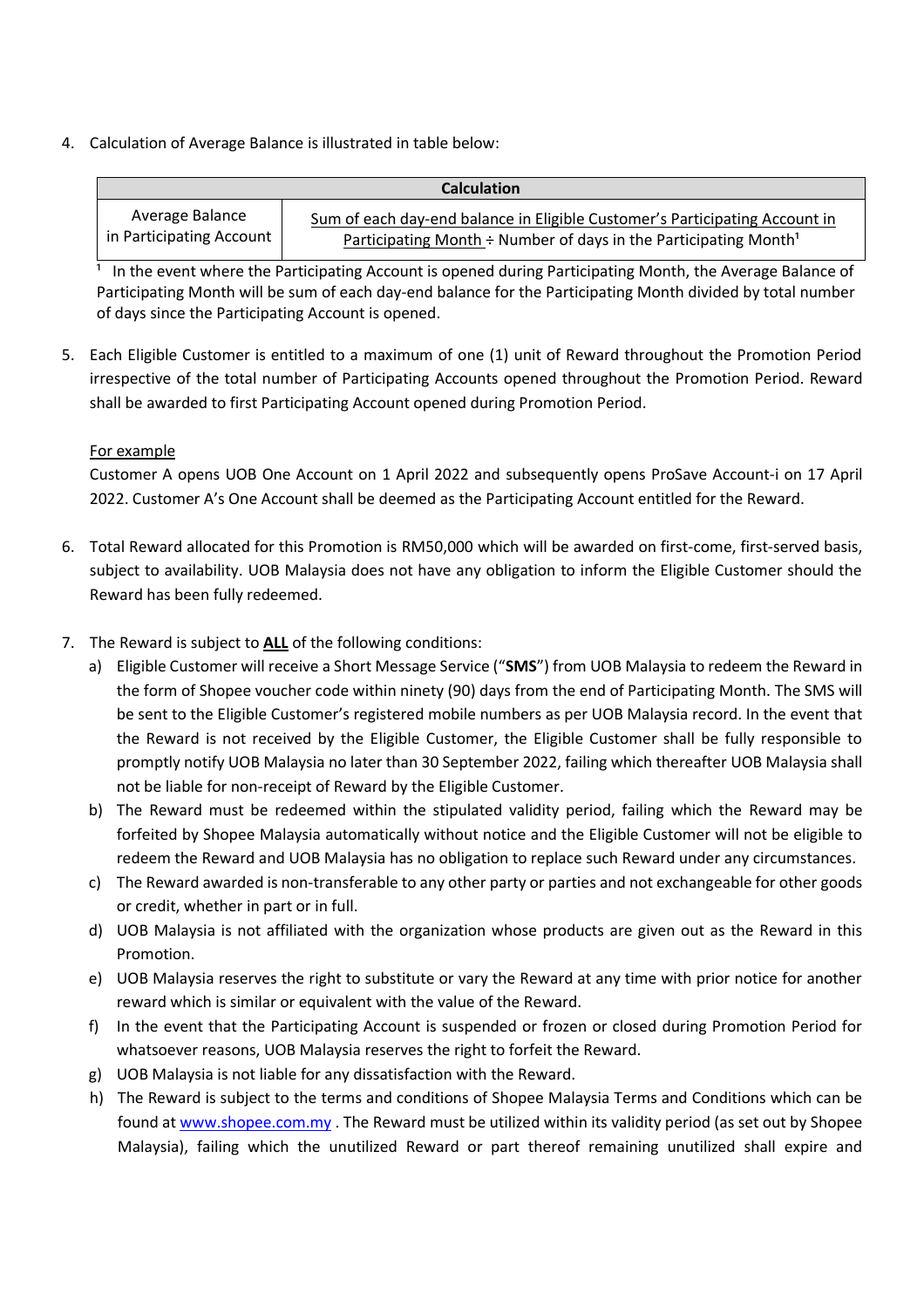4. Calculation of Average Balance is illustrated in table below:

| Calculation | |
|---|---|
| Average Balance in Participating Account | Sum of each day-end balance in Eligible Customer's Participating Account in Participating Month ÷ Number of days in the Participating Month[1] |

[1] In the event where the Participating Account is opened during Participating Month, the Average Balance of Participating Month will be sum of each day-end balance for the Participating Month divided by total number of days since the Participating Account is opened.

5. Each Eligible Customer is entitled to a maximum of one (1) unit of Reward throughout the Promotion Period irrespective of the total number of Participating Accounts opened throughout the Promotion Period. Reward shall be awarded to first Participating Account opened during Promotion Period.

   For example

   Customer A opens UOB One Account on 1 April 2022 and subsequently opens ProSave Account-i on 17 April 2022. Customer A's One Account shall be deemed as the Participating Account entitled for the Reward.

6. Total Reward allocated for this Promotion is RM50,000 which will be awarded on first-come, first-served basis, subject to availability. UOB Malaysia does not have any obligation to inform the Eligible Customer should the Reward has been fully redeemed.

7. The Reward is subject to **ALL** of the following conditions:
   a) Eligible Customer will receive a Short Message Service ("**SMS**") from UOB Malaysia to redeem the Reward in the form of Shopee voucher code within ninety (90) days from the end of Participating Month. The SMS will be sent to the Eligible Customer's registered mobile numbers as per UOB Malaysia record. In the event that the Reward is not received by the Eligible Customer, the Eligible Customer shall be fully responsible to promptly notify UOB Malaysia no later than 30 September 2022, failing which thereafter UOB Malaysia shall not be liable for non-receipt of Reward by the Eligible Customer.
   b) The Reward must be redeemed within the stipulated validity period, failing which the Reward may be forfeited by Shopee Malaysia automatically without notice and the Eligible Customer will not be eligible to redeem the Reward and UOB Malaysia has no obligation to replace such Reward under any circumstances.
   c) The Reward awarded is non-transferable to any other party or parties and not exchangeable for other goods or credit, whether in part or in full.
   d) UOB Malaysia is not affiliated with the organization whose products are given out as the Reward in this Promotion.
   e) UOB Malaysia reserves the right to substitute or vary the Reward at any time with prior notice for another reward which is similar or equivalent with the value of the Reward.
   f) In the event that the Participating Account is suspended or frozen or closed during Promotion Period for whatsoever reasons, UOB Malaysia reserves the right to forfeit the Reward.
   g) UOB Malaysia is not liable for any dissatisfaction with the Reward.
   h) The Reward is subject to the terms and conditions of Shopee Malaysia Terms and Conditions which can be found at www.shopee.com.my . The Reward must be utilized within its validity period (as set out by Shopee Malaysia), failing which the unutilized Reward or part thereof remaining unutilized shall expire and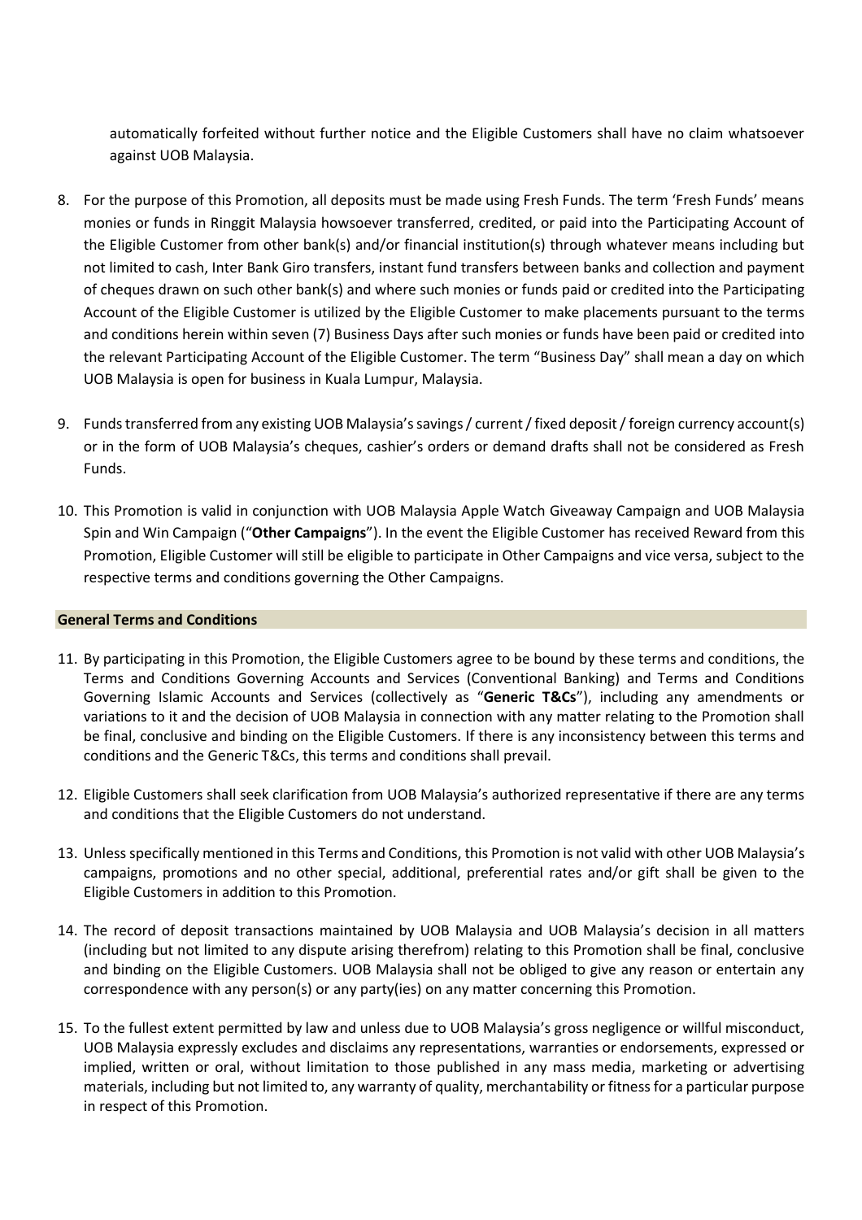automatically forfeited without further notice and the Eligible Customers shall have no claim whatsoever against UOB Malaysia.

8. For the purpose of this Promotion, all deposits must be made using Fresh Funds. The term 'Fresh Funds' means monies or funds in Ringgit Malaysia howsoever transferred, credited, or paid into the Participating Account of the Eligible Customer from other bank(s) and/or financial institution(s) through whatever means including but not limited to cash, Inter Bank Giro transfers, instant fund transfers between banks and collection and payment of cheques drawn on such other bank(s) and where such monies or funds paid or credited into the Participating Account of the Eligible Customer is utilized by the Eligible Customer to make placements pursuant to the terms and conditions herein within seven (7) Business Days after such monies or funds have been paid or credited into the relevant Participating Account of the Eligible Customer. The term "Business Day" shall mean a day on which UOB Malaysia is open for business in Kuala Lumpur, Malaysia.

9. Funds transferred from any existing UOB Malaysia's savings / current / fixed deposit / foreign currency account(s) or in the form of UOB Malaysia's cheques, cashier's orders or demand drafts shall not be considered as Fresh Funds.

10. This Promotion is valid in conjunction with UOB Malaysia Apple Watch Giveaway Campaign and UOB Malaysia Spin and Win Campaign ("**Other Campaigns**"). In the event the Eligible Customer has received Reward from this Promotion, Eligible Customer will still be eligible to participate in Other Campaigns and vice versa, subject to the respective terms and conditions governing the Other Campaigns.

**General Terms and Conditions**

11. By participating in this Promotion, the Eligible Customers agree to be bound by these terms and conditions, the Terms and Conditions Governing Accounts and Services (Conventional Banking) and Terms and Conditions Governing Islamic Accounts and Services (collectively as "**Generic T&Cs**"), including any amendments or variations to it and the decision of UOB Malaysia in connection with any matter relating to the Promotion shall be final, conclusive and binding on the Eligible Customers. If there is any inconsistency between this terms and conditions and the Generic T&Cs, this terms and conditions shall prevail.

12. Eligible Customers shall seek clarification from UOB Malaysia's authorized representative if there are any terms and conditions that the Eligible Customers do not understand.

13. Unless specifically mentioned in this Terms and Conditions, this Promotion is not valid with other UOB Malaysia's campaigns, promotions and no other special, additional, preferential rates and/or gift shall be given to the Eligible Customers in addition to this Promotion.

14. The record of deposit transactions maintained by UOB Malaysia and UOB Malaysia's decision in all matters (including but not limited to any dispute arising therefrom) relating to this Promotion shall be final, conclusive and binding on the Eligible Customers. UOB Malaysia shall not be obliged to give any reason or entertain any correspondence with any person(s) or any party(ies) on any matter concerning this Promotion.

15. To the fullest extent permitted by law and unless due to UOB Malaysia's gross negligence or willful misconduct, UOB Malaysia expressly excludes and disclaims any representations, warranties or endorsements, expressed or implied, written or oral, without limitation to those published in any mass media, marketing or advertising materials, including but not limited to, any warranty of quality, merchantability or fitness for a particular purpose in respect of this Promotion.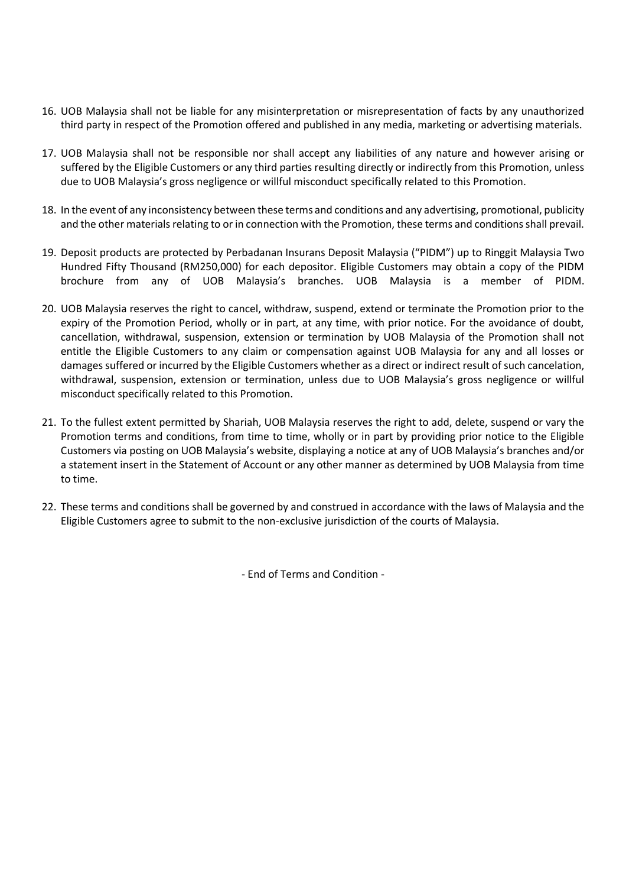16. UOB Malaysia shall not be liable for any misinterpretation or misrepresentation of facts by any unauthorized third party in respect of the Promotion offered and published in any media, marketing or advertising materials.

17. UOB Malaysia shall not be responsible nor shall accept any liabilities of any nature and however arising or suffered by the Eligible Customers or any third parties resulting directly or indirectly from this Promotion, unless due to UOB Malaysia's gross negligence or willful misconduct specifically related to this Promotion.

18. In the event of any inconsistency between these terms and conditions and any advertising, promotional, publicity and the other materials relating to or in connection with the Promotion, these terms and conditions shall prevail.

19. Deposit products are protected by Perbadanan Insurans Deposit Malaysia ("PIDM") up to Ringgit Malaysia Two Hundred Fifty Thousand (RM250,000) for each depositor. Eligible Customers may obtain a copy of the PIDM brochure from any of UOB Malaysia's branches. UOB Malaysia is a member of PIDM.

20. UOB Malaysia reserves the right to cancel, withdraw, suspend, extend or terminate the Promotion prior to the expiry of the Promotion Period, wholly or in part, at any time, with prior notice. For the avoidance of doubt, cancellation, withdrawal, suspension, extension or termination by UOB Malaysia of the Promotion shall not entitle the Eligible Customers to any claim or compensation against UOB Malaysia for any and all losses or damages suffered or incurred by the Eligible Customers whether as a direct or indirect result of such cancelation, withdrawal, suspension, extension or termination, unless due to UOB Malaysia's gross negligence or willful misconduct specifically related to this Promotion.

21. To the fullest extent permitted by Shariah, UOB Malaysia reserves the right to add, delete, suspend or vary the Promotion terms and conditions, from time to time, wholly or in part by providing prior notice to the Eligible Customers via posting on UOB Malaysia's website, displaying a notice at any of UOB Malaysia's branches and/or a statement insert in the Statement of Account or any other manner as determined by UOB Malaysia from time to time.

22. These terms and conditions shall be governed by and construed in accordance with the laws of Malaysia and the Eligible Customers agree to submit to the non-exclusive jurisdiction of the courts of Malaysia.

- End of Terms and Condition -